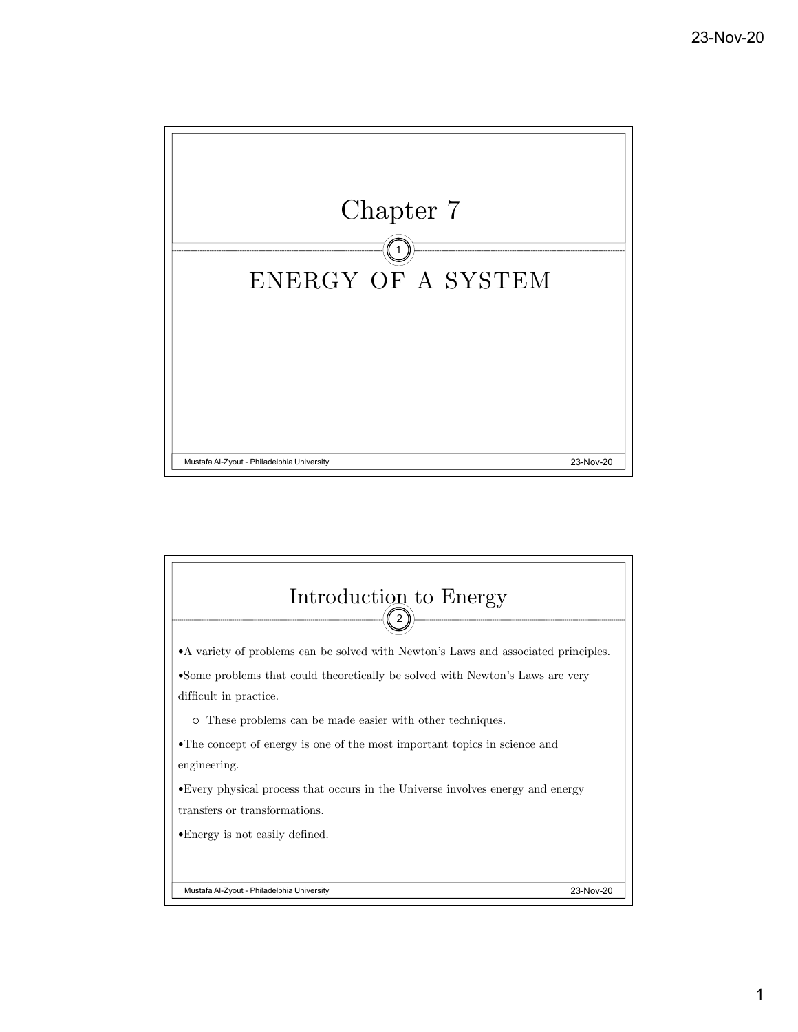# Chapter 7

## ENERGY OF A SYSTEM

## Introduction to Energy

- A variety of problems can be solved with Newton's Laws and associated principles.
- Some problems that could theoretically be solved with Newton's Laws are very difficult in practice.
  - These problems can be made easier with other techniques.
- The concept of energy is one of the most important topics in science and engineering.
- Every physical process that occurs in the Universe involves energy and energy transfers or transformations.
- Energy is not easily defined.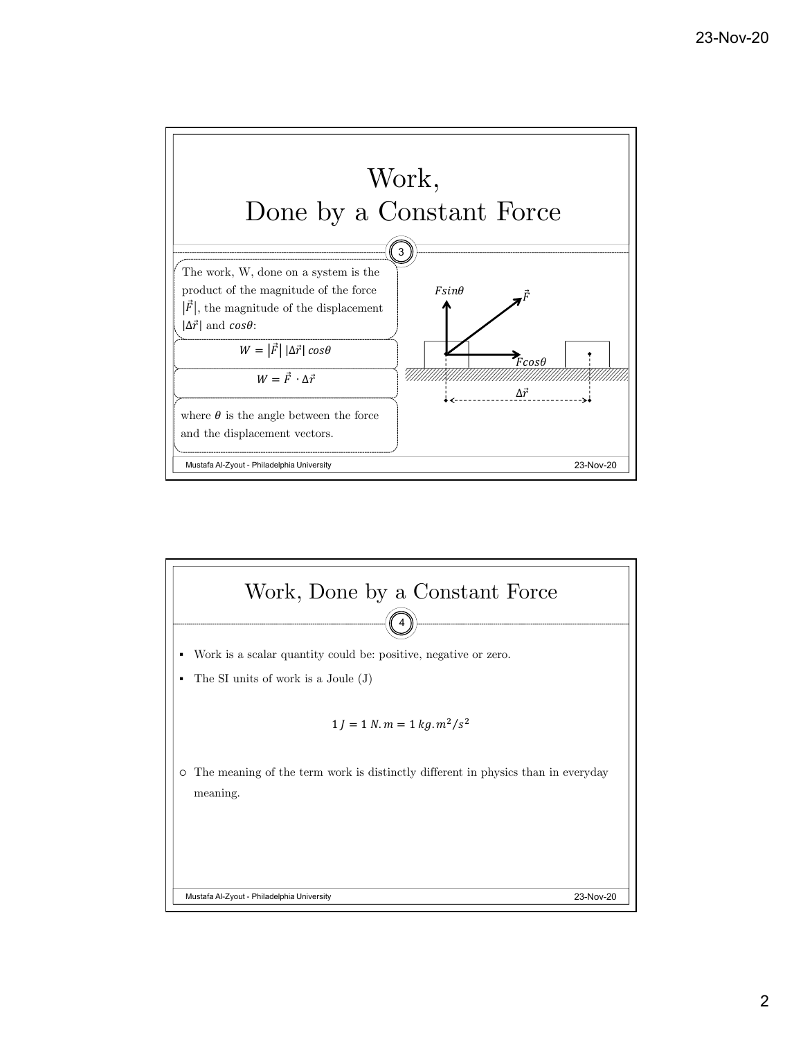# Work, Done by a Constant Force

The work, W, done on a system is the product of the magnitude of the force $|\vec{F}|$, the magnitude of the displacement $|\Delta\vec{r}|$ and $cos\theta$:

$$W = |\vec{F}|\,|\Delta\vec{r}|\,cos\theta$$

$$W = \vec{F}\cdot\Delta\vec{r}$$

where $\theta$ is the angle between the force and the displacement vectors.

$Fsin\theta$

$\vec{F}$

$Fcos\theta$

$\Delta\vec{r}$

Mustafa Al-Zyout - Philadelphia University

# Work, Done by a Constant Force

- Work is a scalar quantity could be: positive, negative or zero.
- The SI units of work is a Joule (J)

$$1\,J = 1\,N.m = 1\,kg.m^2/s^2$$

- The meaning of the term work is distinctly different in physics than in everyday meaning.

Mustafa Al-Zyout - Philadelphia University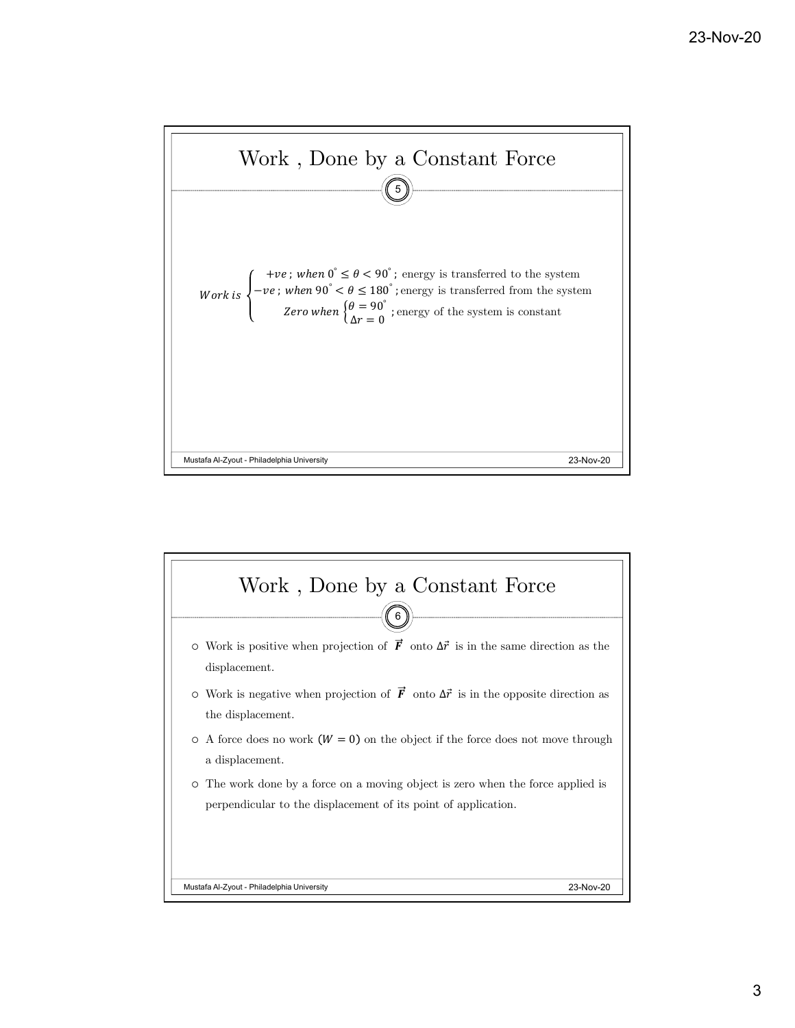## Work , Done by a Constant Force

$$
Work\ is \begin{cases} +ve\ ;\ when\ 0^\circ \leq \theta < 90^\circ\ ; & \text{energy is transferred to the system} \\ -ve\ ;\ when\ 90^\circ < \theta \leq 180^\circ\ ; & \text{energy is transferred from the system} \\ Zero\ when \begin{cases} \theta = 90^\circ \\ \Delta r = 0 \end{cases} ; & \text{energy of the system is constant} \end{cases}
$$

## Work , Done by a Constant Force

- Work is positive when projection of $\vec{\boldsymbol{F}}$ onto $\Delta\vec{r}$ is in the same direction as the displacement.
- Work is negative when projection of $\vec{\boldsymbol{F}}$ onto $\Delta\vec{r}$ is in the opposite direction as the displacement.
- A force does no work $(W = 0)$ on the object if the force does not move through a displacement.
- The work done by a force on a moving object is zero when the force applied is perpendicular to the displacement of its point of application.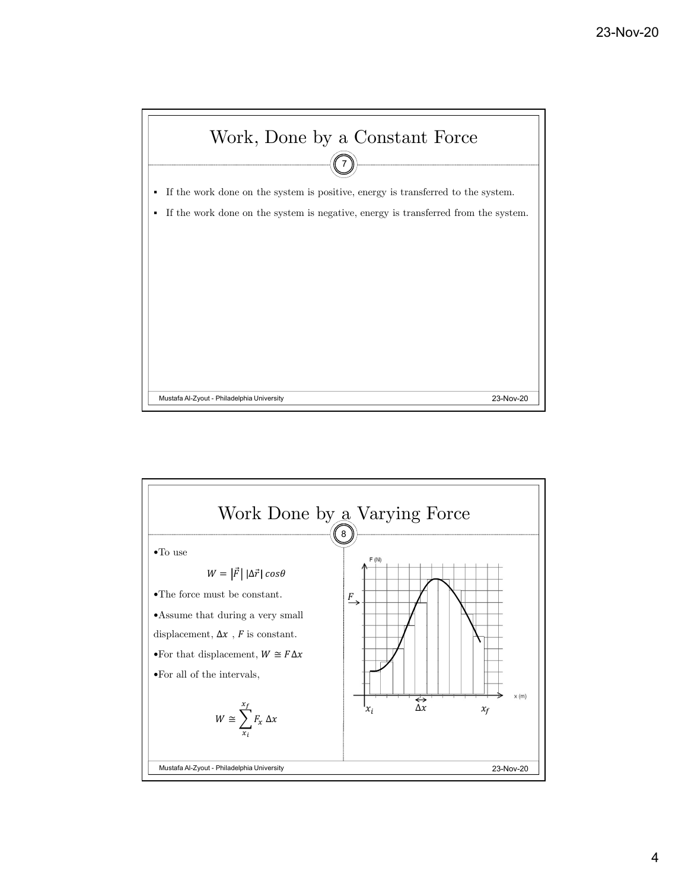## Work, Done by a Constant Force

- If the work done on the system is positive, energy is transferred to the system.
- If the work done on the system is negative, energy is transferred from the system.

## Work Done by a Varying Force

- To use

$$W = \left|\vec{F}\right| \left|\Delta\vec{r}\right| \cos\theta$$

- The force must be constant.
- Assume that during a very small displacement, $\Delta x$ , $F$ is constant.
- For that displacement, $W \cong F\Delta x$
- For all of the intervals,

$$W \cong \sum_{x_i}^{x_f} F_x \, \Delta x$$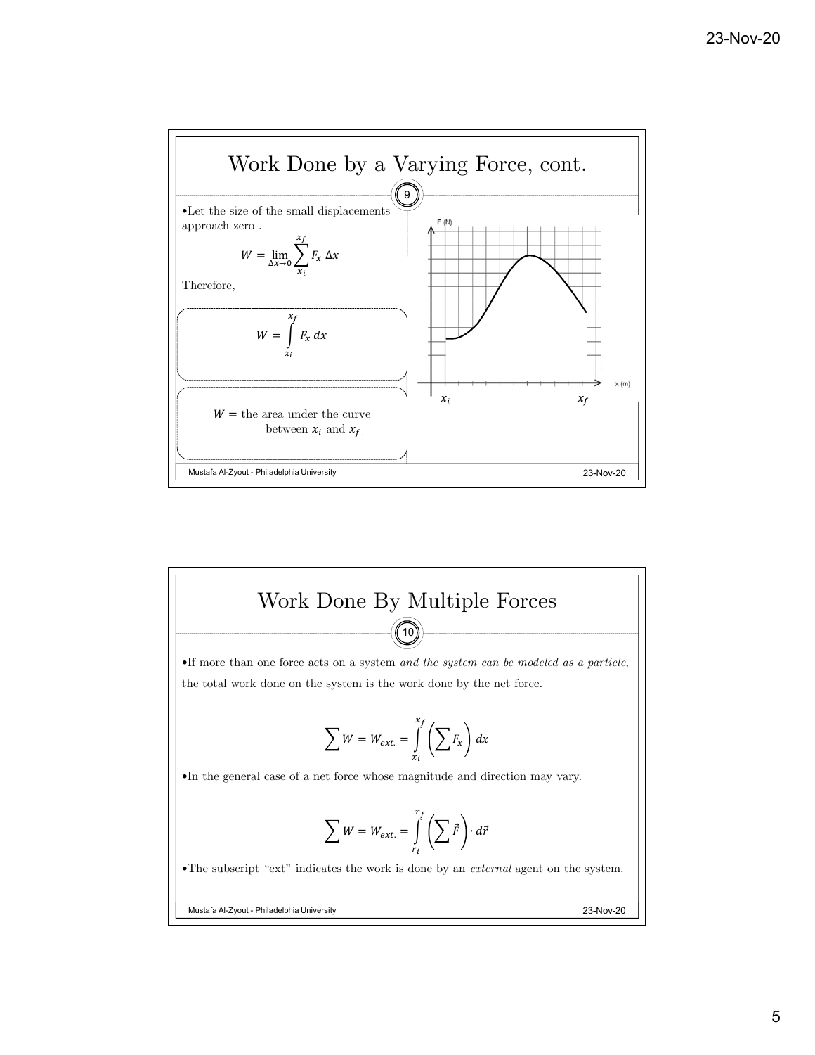## Work Done by a Varying Force, cont.

- Let the size of the small displacements approach zero .

$$W = \lim_{\Delta x \to 0} \sum_{x_i}^{x_f} F_x \, \Delta x$$

Therefore,

$$W = \int_{x_i}^{x_f} F_x \, dx$$

$W =$ the area under the curve between $x_i$ and $x_f$.

## Work Done By Multiple Forces

- If more than one force acts on a system *and the system can be modeled as a particle*, the total work done on the system is the work done by the net force.

$$\sum W = W_{ext.} = \int_{x_i}^{x_f} \left( \sum F_x \right) dx$$

- In the general case of a net force whose magnitude and direction may vary.

$$\sum W = W_{ext.} = \int_{r_i}^{r_f} \left( \sum \vec{F} \right) \cdot d\vec{r}$$

- The subscript "ext" indicates the work is done by an *external* agent on the system.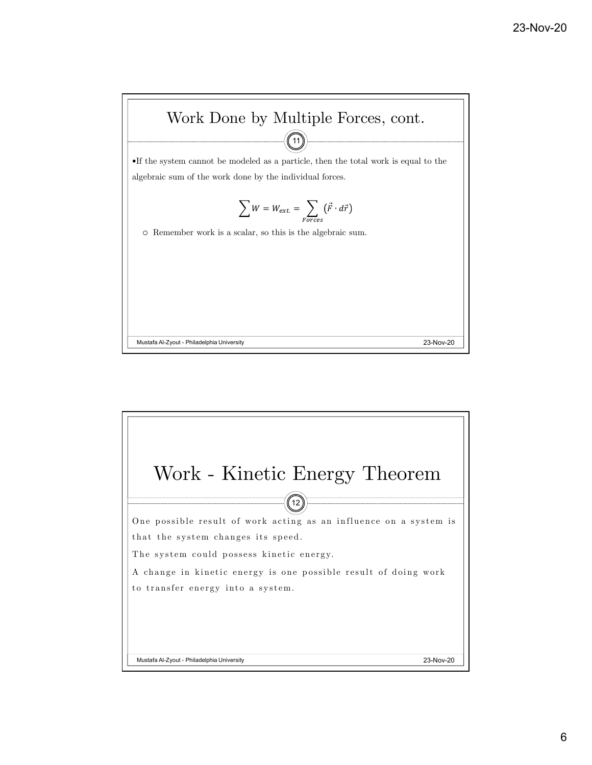## Work Done by Multiple Forces, cont.

- If the system cannot be modeled as a particle, then the total work is equal to the algebraic sum of the work done by the individual forces.

$$\sum W = W_{ext.} = \sum_{Forces} \left(\vec{F} \cdot d\vec{r}\right)$$

  - Remember work is a scalar, so this is the algebraic sum.

## Work - Kinetic Energy Theorem

One possible result of work acting as an influence on a system is that the system changes its speed.

The system could possess kinetic energy.

A change in kinetic energy is one possible result of doing work to transfer energy into a system.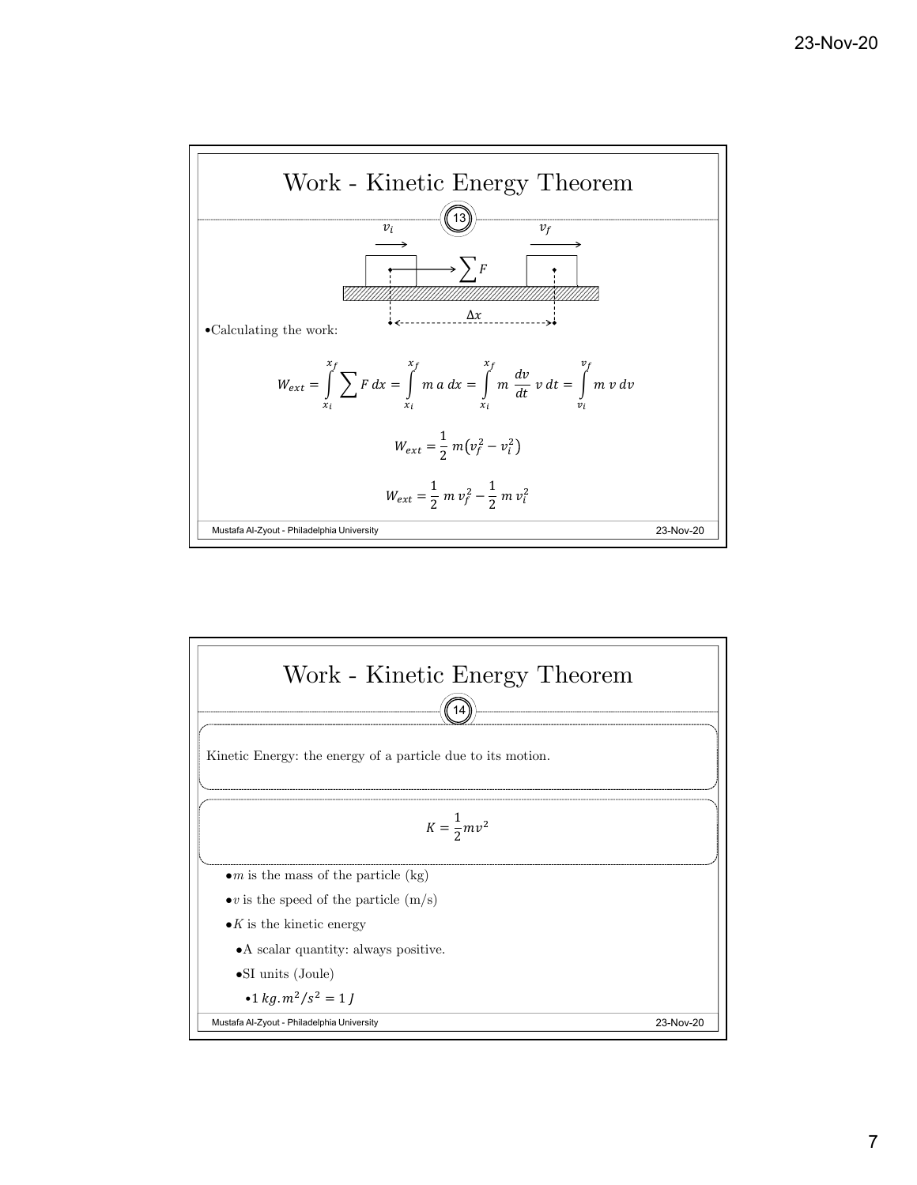# Work - Kinetic Energy Theorem

13

- Calculating the work:

$$W_{ext} = \int_{x_i}^{x_f} \sum F \, dx = \int_{x_i}^{x_f} m \, a \, dx = \int_{x_i}^{x_f} m \, \frac{dv}{dt} \, v \, dt = \int_{v_i}^{v_f} m \, v \, dv$$

$$W_{ext} = \frac{1}{2} \, m\left(v_f^2 - v_i^2\right)$$

$$W_{ext} = \frac{1}{2} \, m \, v_f^2 - \frac{1}{2} \, m \, v_i^2$$

# Work - Kinetic Energy Theorem

14

Kinetic Energy: the energy of a particle due to its motion.

$$K = \frac{1}{2} m v^2$$

- $m$ is the mass of the particle (kg)
- $v$ is the speed of the particle (m/s)
- $K$ is the kinetic energy
  - A scalar quantity: always positive.
  - SI units (Joule)
    - $1 \, kg.m^2/s^2 = 1 \, J$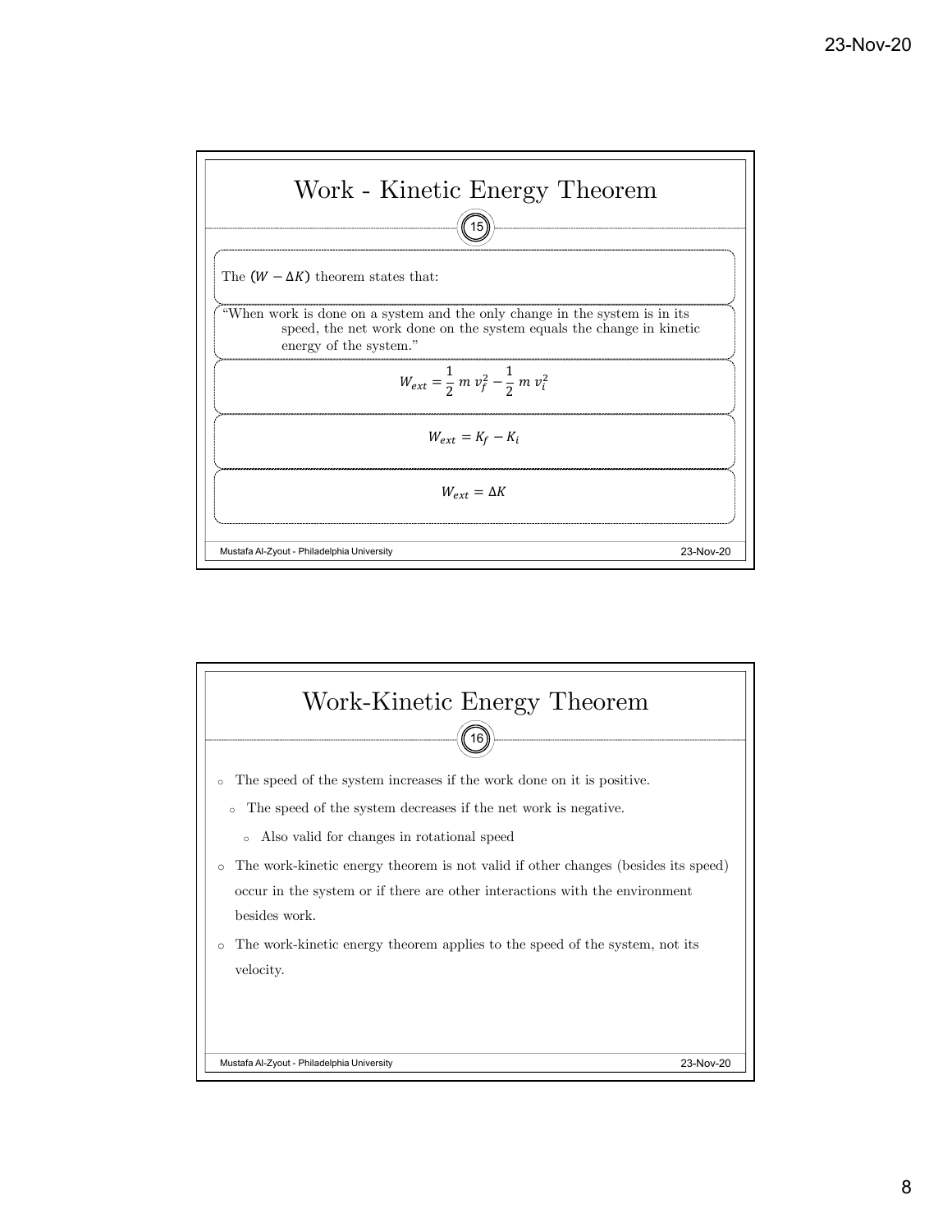## Work - Kinetic Energy Theorem

The $(W - \Delta K)$ theorem states that:

"When work is done on a system and the only change in the system is in its speed, the net work done on the system equals the change in kinetic energy of the system."

$$W_{ext} = \frac{1}{2}\, m\, v_f^2 - \frac{1}{2}\, m\, v_i^2$$

$$W_{ext} = K_f - K_i$$

$$W_{ext} = \Delta K$$

## Work-Kinetic Energy Theorem

- The speed of the system increases if the work done on it is positive.
  - The speed of the system decreases if the net work is negative.
    - Also valid for changes in rotational speed
- The work-kinetic energy theorem is not valid if other changes (besides its speed) occur in the system or if there are other interactions with the environment besides work.
- The work-kinetic energy theorem applies to the speed of the system, not its velocity.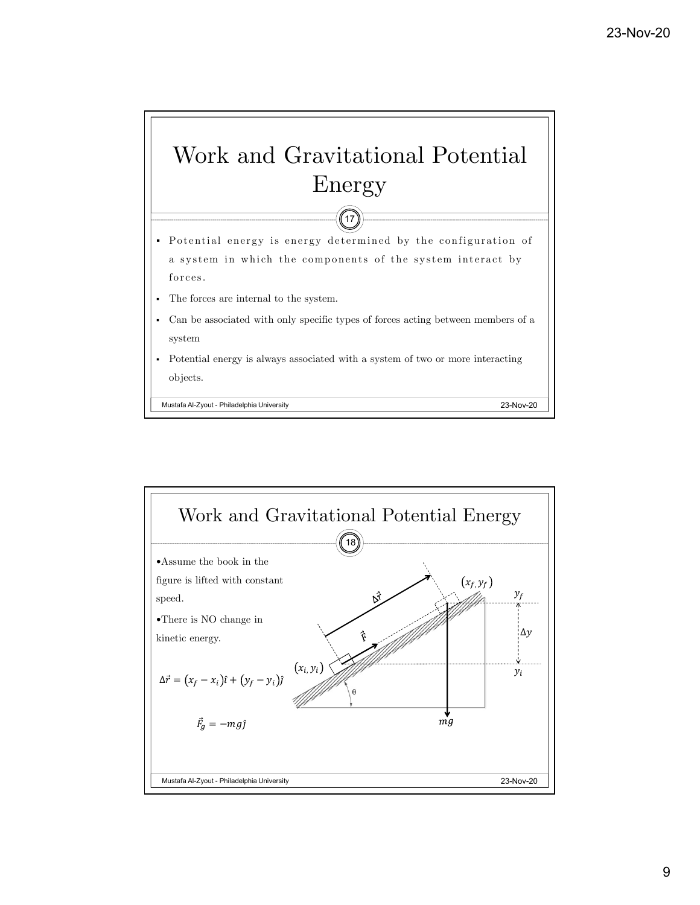# Work and Gravitational Potential Energy

- Potential energy is energy determined by the configuration of a system in which the components of the system interact by forces.
- The forces are internal to the system.
- Can be associated with only specific types of forces acting between members of a system
- Potential energy is always associated with a system of two or more interacting objects.

# Work and Gravitational Potential Energy

- Assume the book in the figure is lifted with constant speed.
- There is NO change in kinetic energy.

$$\Delta\vec{r} = (x_f - x_i)\hat{\imath} + (y_f - y_i)\hat{\jmath}$$

$$\vec{F}_g = -mg\hat{\jmath}$$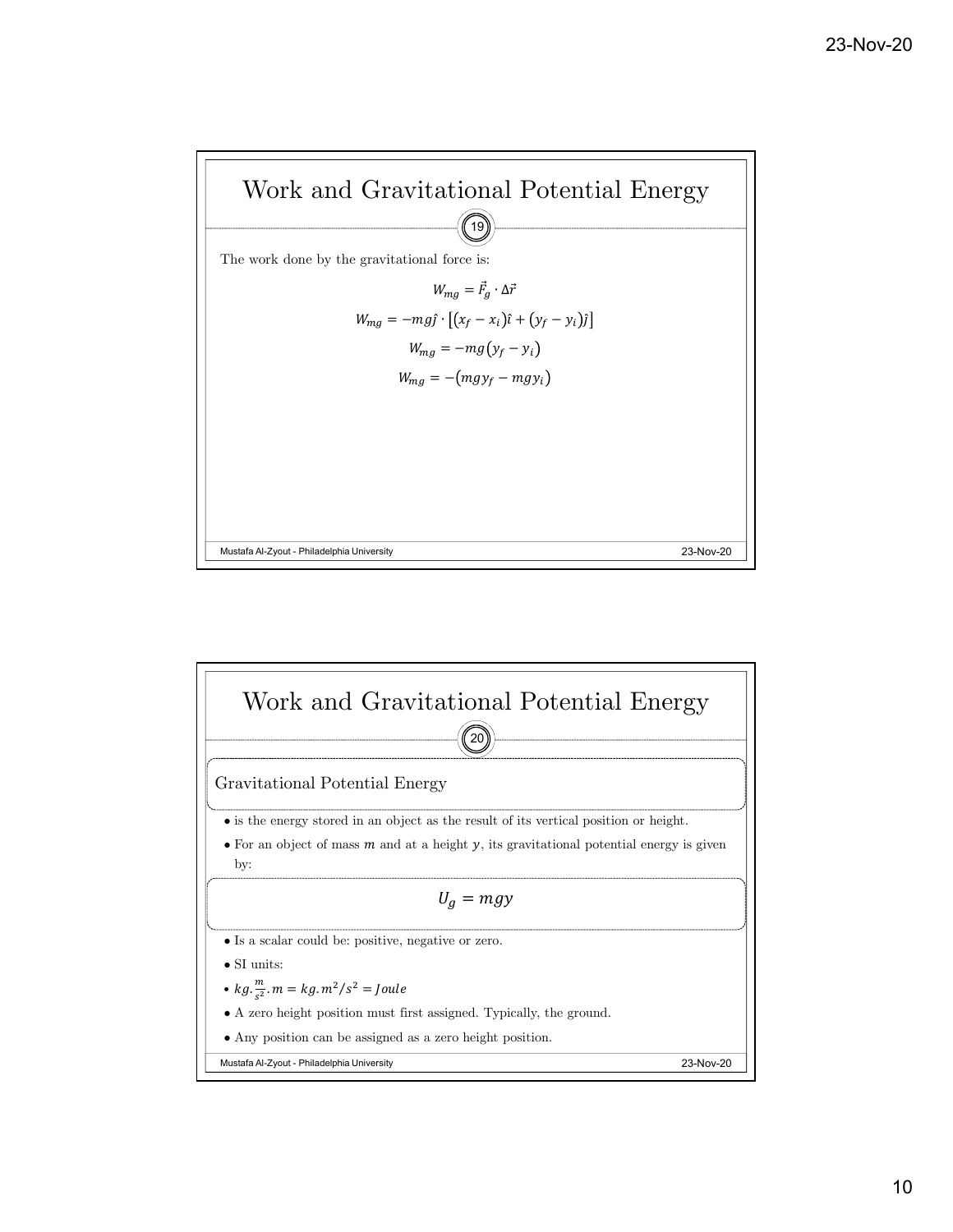## Work and Gravitational Potential Energy

The work done by the gravitational force is:

$$W_{mg} = \vec{F}_g \cdot \Delta\vec{r}$$

$$W_{mg} = -mg\hat{j} \cdot \left[(x_f - x_i)\hat{\imath} + (y_f - y_i)\hat{j}\right]$$

$$W_{mg} = -mg(y_f - y_i)$$

$$W_{mg} = -(mgy_f - mgy_i)$$

## Work and Gravitational Potential Energy

### Gravitational Potential Energy

- is the energy stored in an object as the result of its vertical position or height.
- For an object of mass $m$ and at a height $y$, its gravitational potential energy is given by:

$$U_g = mgy$$

- Is a scalar could be: positive, negative or zero.
- SI units:
- $kg.\frac{m}{s^2}.m = kg.m^2/s^2 = Joule$
- A zero height position must first assigned. Typically, the ground.
- Any position can be assigned as a zero height position.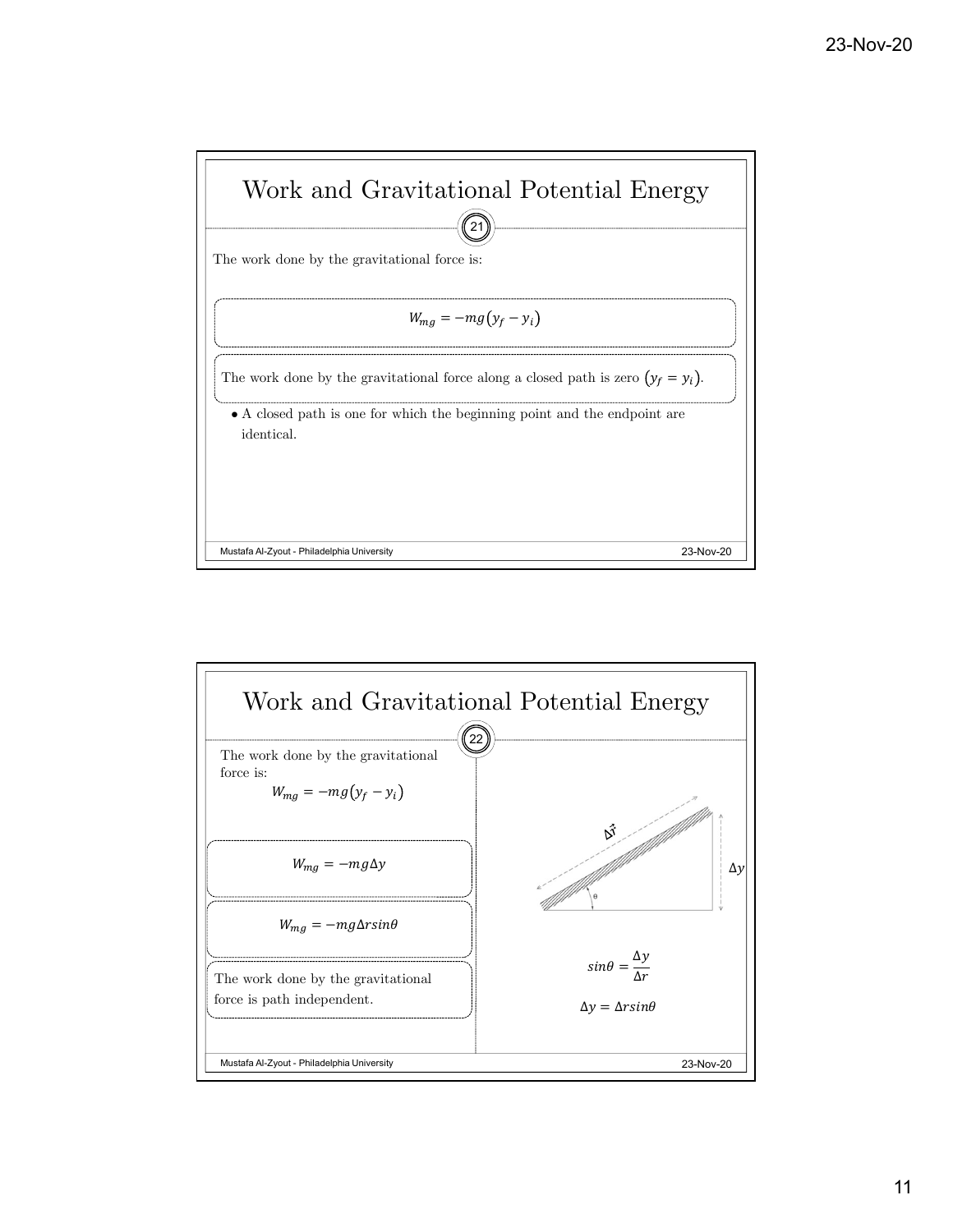## Work and Gravitational Potential Energy

The work done by the gravitational force is:

$$W_{mg} = -mg(y_f - y_i)$$

The work done by the gravitational force along a closed path is zero $(y_f = y_i)$.

- A closed path is one for which the beginning point and the endpoint are identical.

## Work and Gravitational Potential Energy

The work done by the gravitational force is:

$$W_{mg} = -mg(y_f - y_i)$$

$$W_{mg} = -mg\Delta y$$

$$W_{mg} = -mg\Delta r sin\theta$$

The work done by the gravitational force is path independent.

$$sin\theta = \frac{\Delta y}{\Delta r}$$

$$\Delta y = \Delta r sin\theta$$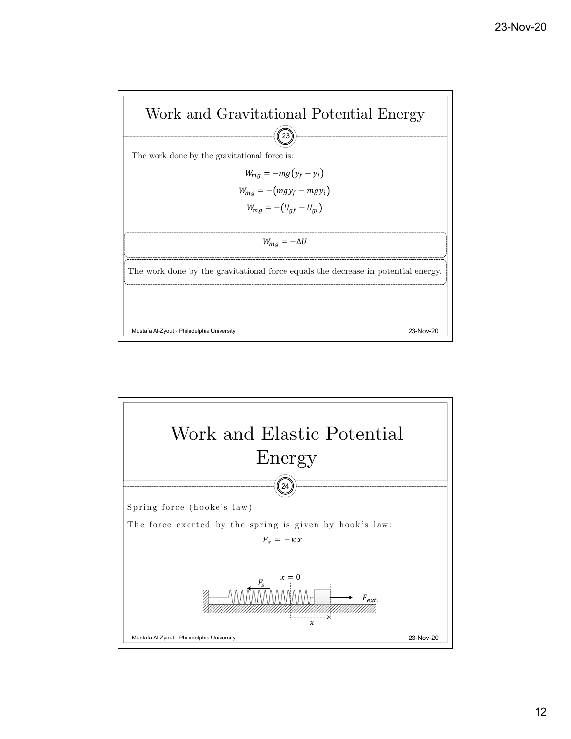## Work and Gravitational Potential Energy

The work done by the gravitational force is:

$$W_{mg} = -mg(y_f - y_i)$$

$$W_{mg} = -(mgy_f - mgy_i)$$

$$W_{mg} = -(U_{gf} - U_{gi})$$

$$W_{mg} = -\Delta U$$

The work done by the gravitational force equals the decrease in potential energy.

## Work and Elastic Potential Energy

Spring force (hooke's law)

The force exerted by the spring is given by hook's law:

$$F_s = -\kappa x$$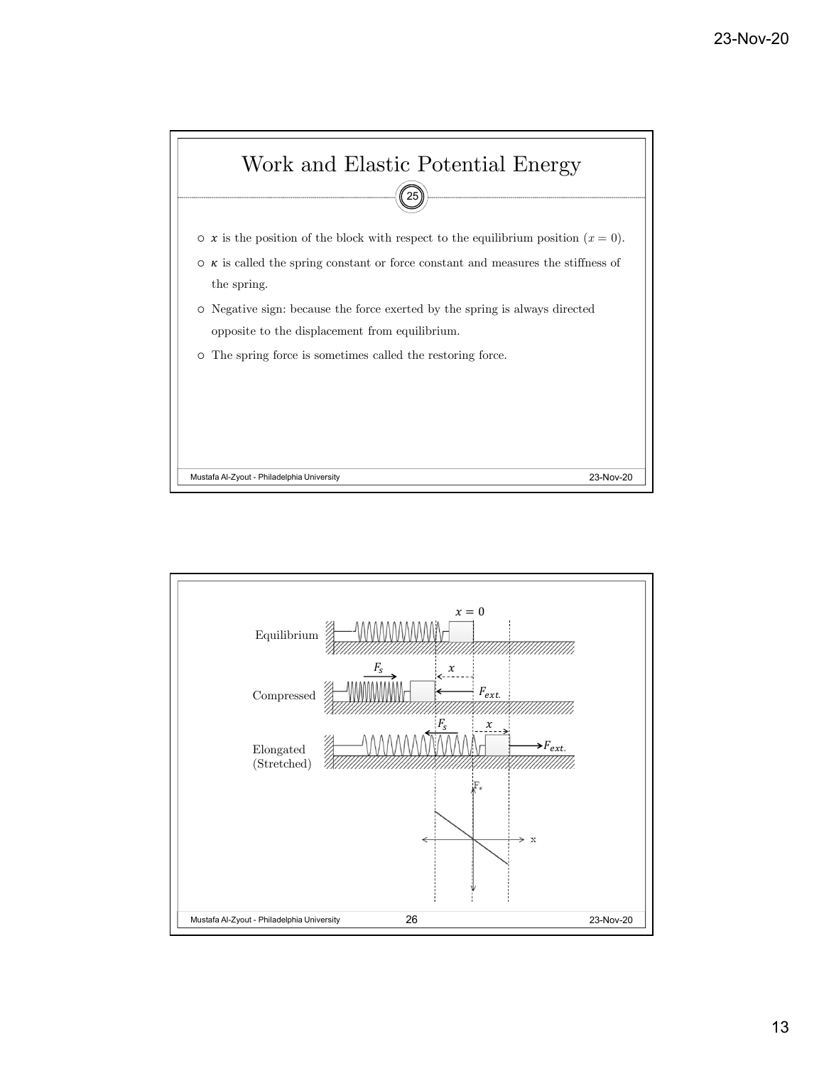# Work and Elastic Potential Energy

- $x$ is the position of the block with respect to the equilibrium position ($x = 0$).
- $\kappa$ is called the spring constant or force constant and measures the stiffness of the spring.
- Negative sign: because the force exerted by the spring is always directed opposite to the displacement from equilibrium.
- The spring force is sometimes called the restoring force.

Equilibrium $x = 0$

Compressed $F_s$ $x$ $F_{ext.}$

Elongated (Stretched) $F_s$ $x$ $F_{ext.}$

$F_s$

x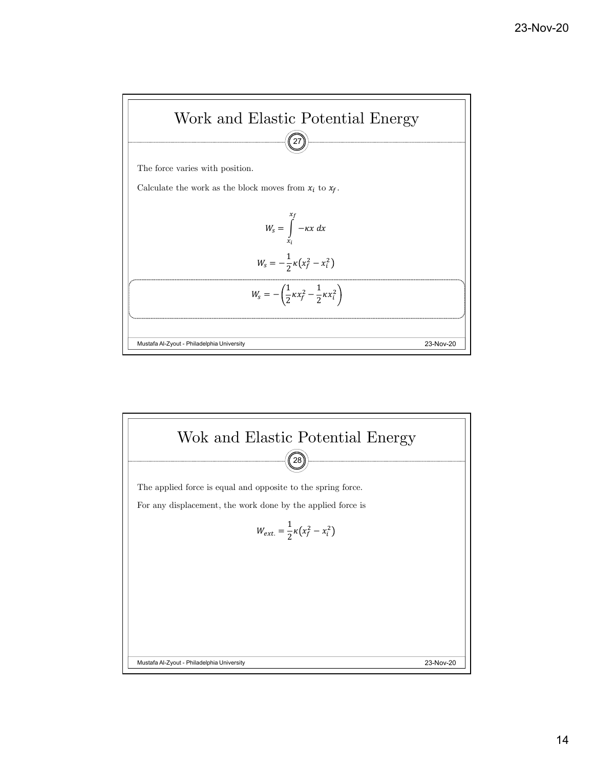## Work and Elastic Potential Energy

The force varies with position.

Calculate the work as the block moves from $x_i$ to $x_f$.

$$W_s = \int_{x_i}^{x_f} -\kappa x \, dx$$

$$W_s = -\frac{1}{2}\kappa\left(x_f^2 - x_i^2\right)$$

$$W_s = -\left(\frac{1}{2}\kappa x_f^2 - \frac{1}{2}\kappa x_i^2\right)$$

## Wok and Elastic Potential Energy

The applied force is equal and opposite to the spring force.

For any displacement, the work done by the applied force is

$$W_{ext.} = \frac{1}{2}\kappa\left(x_f^2 - x_i^2\right)$$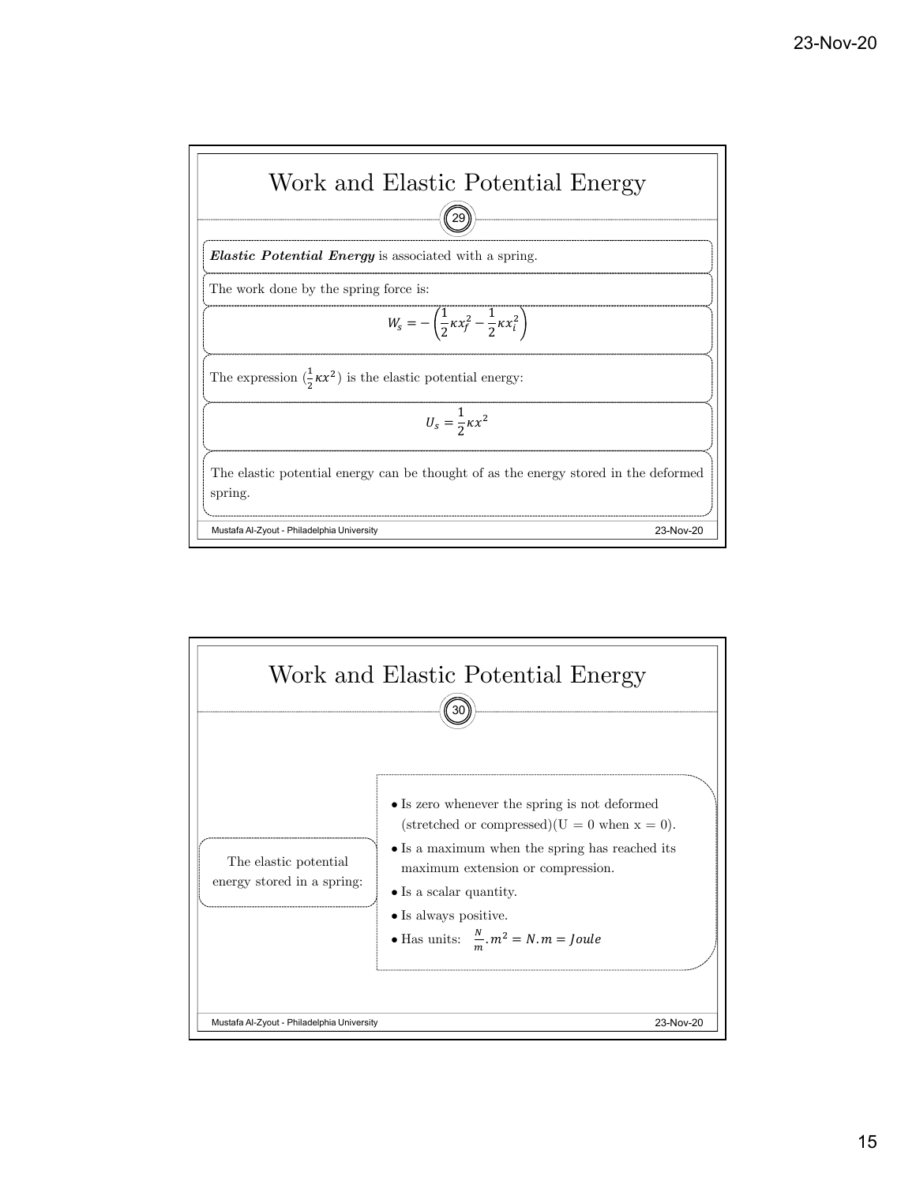## Work and Elastic Potential Energy

***Elastic Potential Energy*** is associated with a spring.

The work done by the spring force is:

$$W_s = -\left(\frac{1}{2}\kappa x_f^2 - \frac{1}{2}\kappa x_i^2\right)$$

The expression ($\frac{1}{2}\kappa x^2$) is the elastic potential energy:

$$U_s = \frac{1}{2}\kappa x^2$$

The elastic potential energy can be thought of as the energy stored in the deformed spring.

## Work and Elastic Potential Energy

The elastic potential energy stored in a spring:

- Is zero whenever the spring is not deformed (stretched or compressed)(U = 0 when x = 0).
- Is a maximum when the spring has reached its maximum extension or compression.
- Is a scalar quantity.
- Is always positive.
- Has units: $\frac{N}{m}.m^2 = N.m = Joule$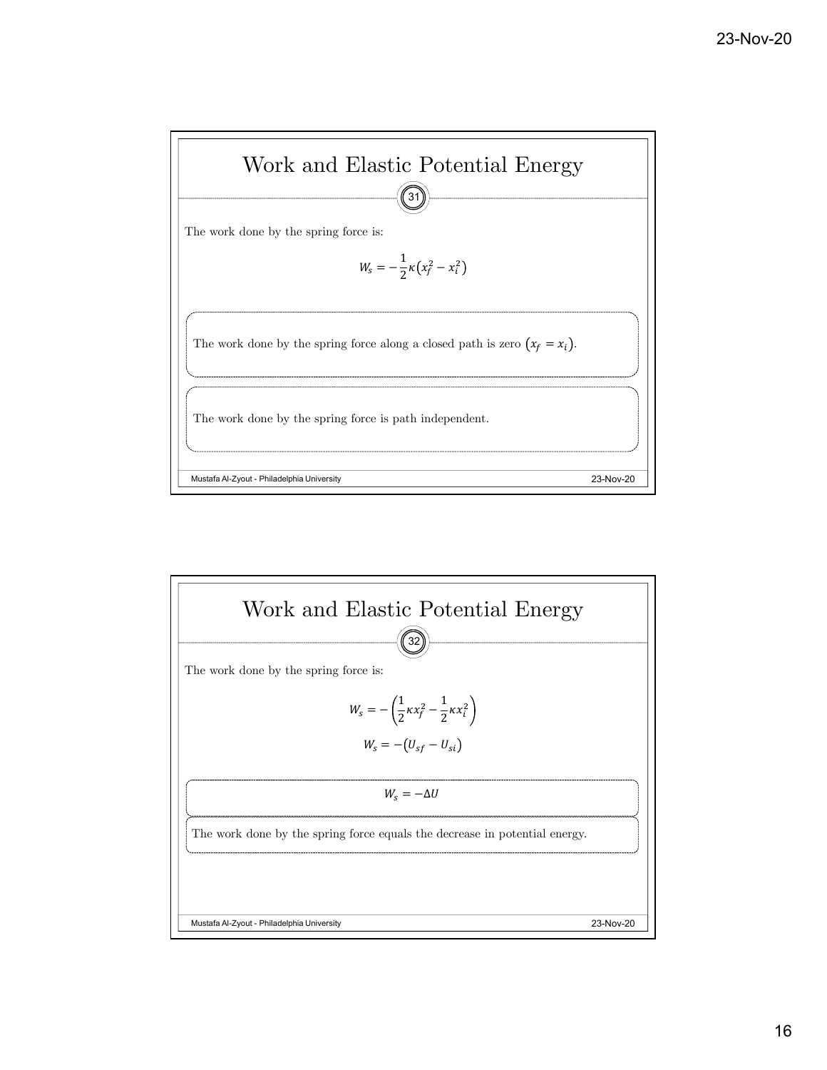## Work and Elastic Potential Energy

The work done by the spring force is:

$$W_s = -\frac{1}{2}\kappa\left(x_f^2 - x_i^2\right)$$

The work done by the spring force along a closed path is zero $\left(x_f = x_i\right)$.

The work done by the spring force is path independent.

## Work and Elastic Potential Energy

The work done by the spring force is:

$$W_s = -\left(\frac{1}{2}\kappa x_f^2 - \frac{1}{2}\kappa x_i^2\right)$$

$$W_s = -\left(U_{sf} - U_{si}\right)$$

$$W_s = -\Delta U$$

The work done by the spring force equals the decrease in potential energy.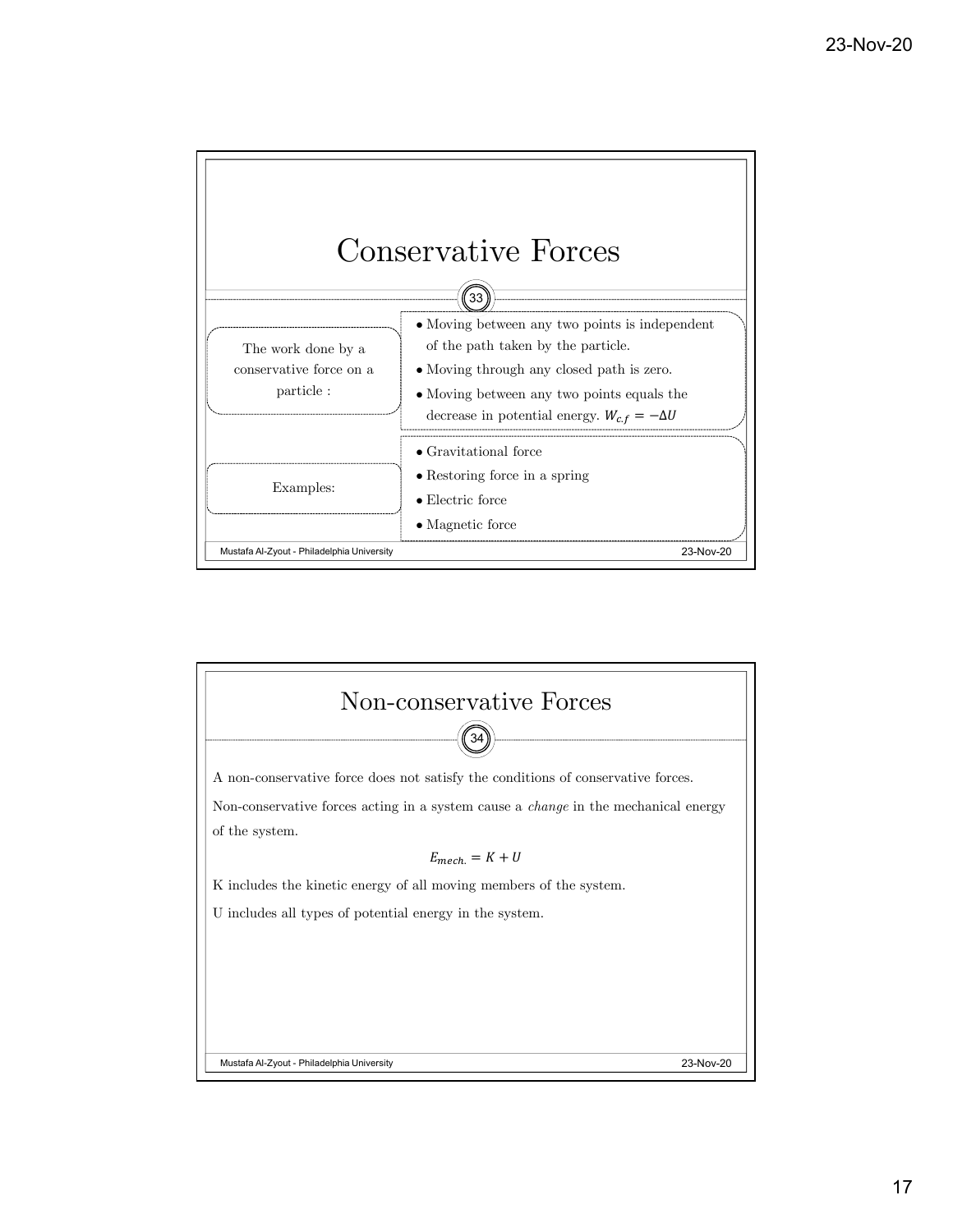# Conservative Forces

**The work done by a conservative force on a particle :**

- Moving between any two points is independent of the path taken by the particle.
- Moving through any closed path is zero.
- Moving between any two points equals the decrease in potential energy. $W_{c.f} = -\Delta U$

**Examples:**

- Gravitational force
- Restoring force in a spring
- Electric force
- Magnetic force

# Non-conservative Forces

A non-conservative force does not satisfy the conditions of conservative forces.

Non-conservative forces acting in a system cause a *change* in the mechanical energy of the system.

$$E_{mech.} = K + U$$

K includes the kinetic energy of all moving members of the system.

U includes all types of potential energy in the system.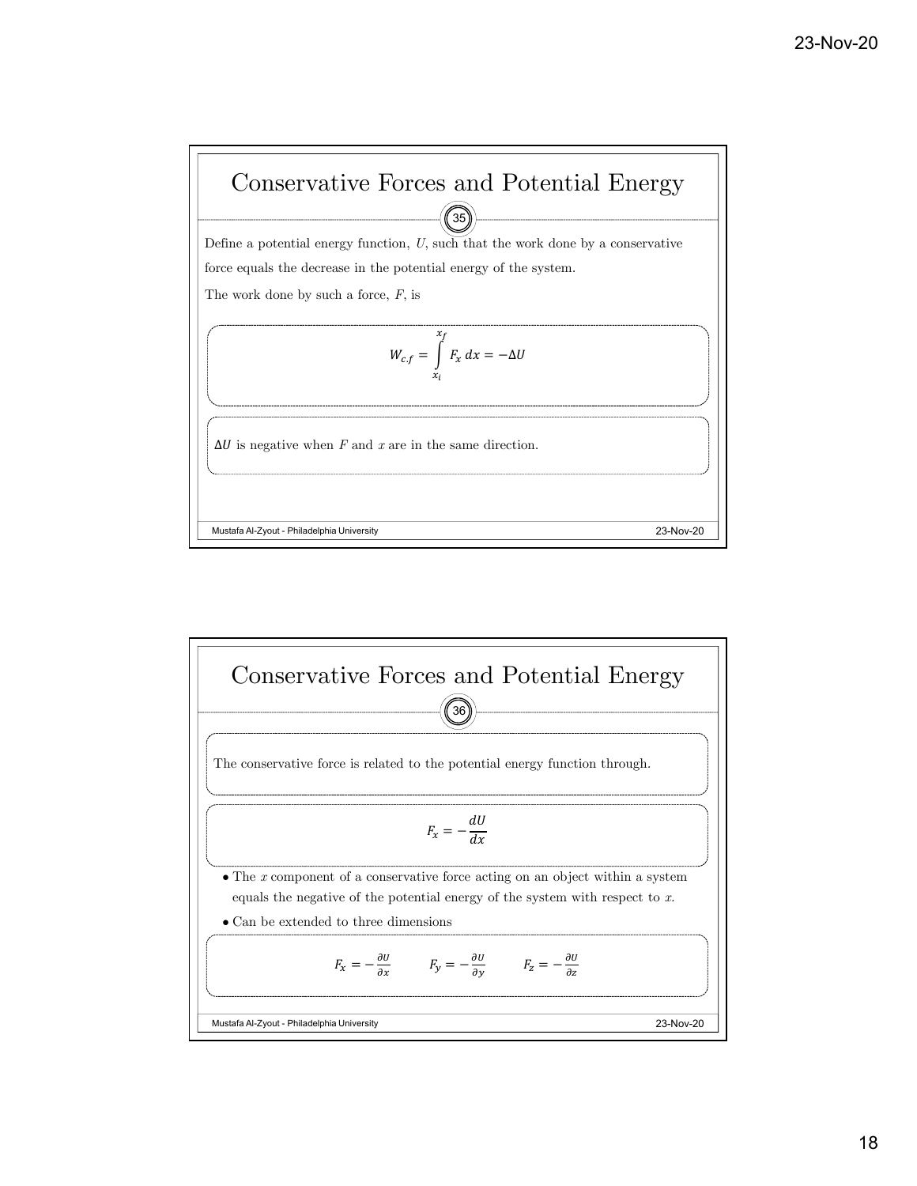## Conservative Forces and Potential Energy

Define a potential energy function, $U$, such that the work done by a conservative force equals the decrease in the potential energy of the system.

The work done by such a force, $F$, is

$$W_{c.f} = \int_{x_i}^{x_f} F_x \, dx = -\Delta U$$

$\Delta U$ is negative when $F$ and $x$ are in the same direction.

## Conservative Forces and Potential Energy

The conservative force is related to the potential energy function through.

$$F_x = -\frac{dU}{dx}$$

- The $x$ component of a conservative force acting on an object within a system equals the negative of the potential energy of the system with respect to $x$.
- Can be extended to three dimensions

$$F_x = -\frac{\partial U}{\partial x} \qquad F_y = -\frac{\partial U}{\partial y} \qquad F_z = -\frac{\partial U}{\partial z}$$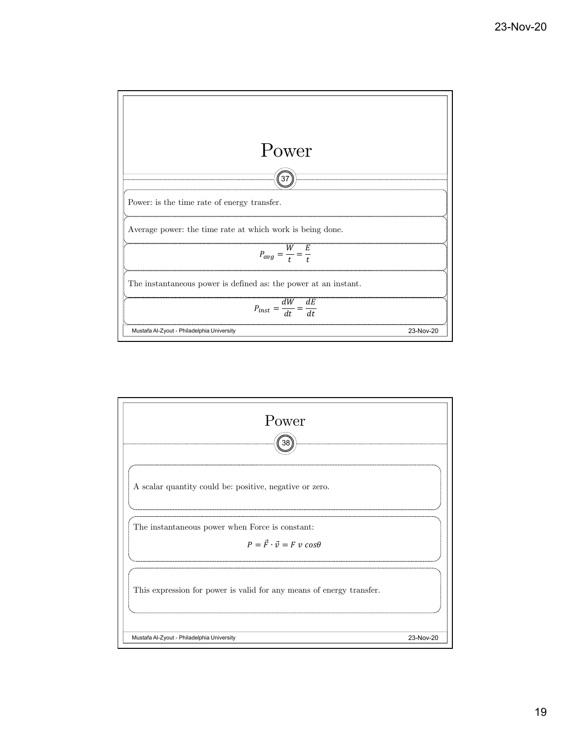## Power

Power: is the time rate of energy transfer.

Average power: the time rate at which work is being done.

$$P_{avg} = \frac{W}{t} = \frac{E}{t}$$

The instantaneous power is defined as: the power at an instant.

$$P_{inst} = \frac{dW}{dt} = \frac{dE}{dt}$$

## Power

A scalar quantity could be: positive, negative or zero.

The instantaneous power when Force is constant:

$$P = \vec{F} \cdot \vec{v} = F\ v\ cos\theta$$

This expression for power is valid for any means of energy transfer.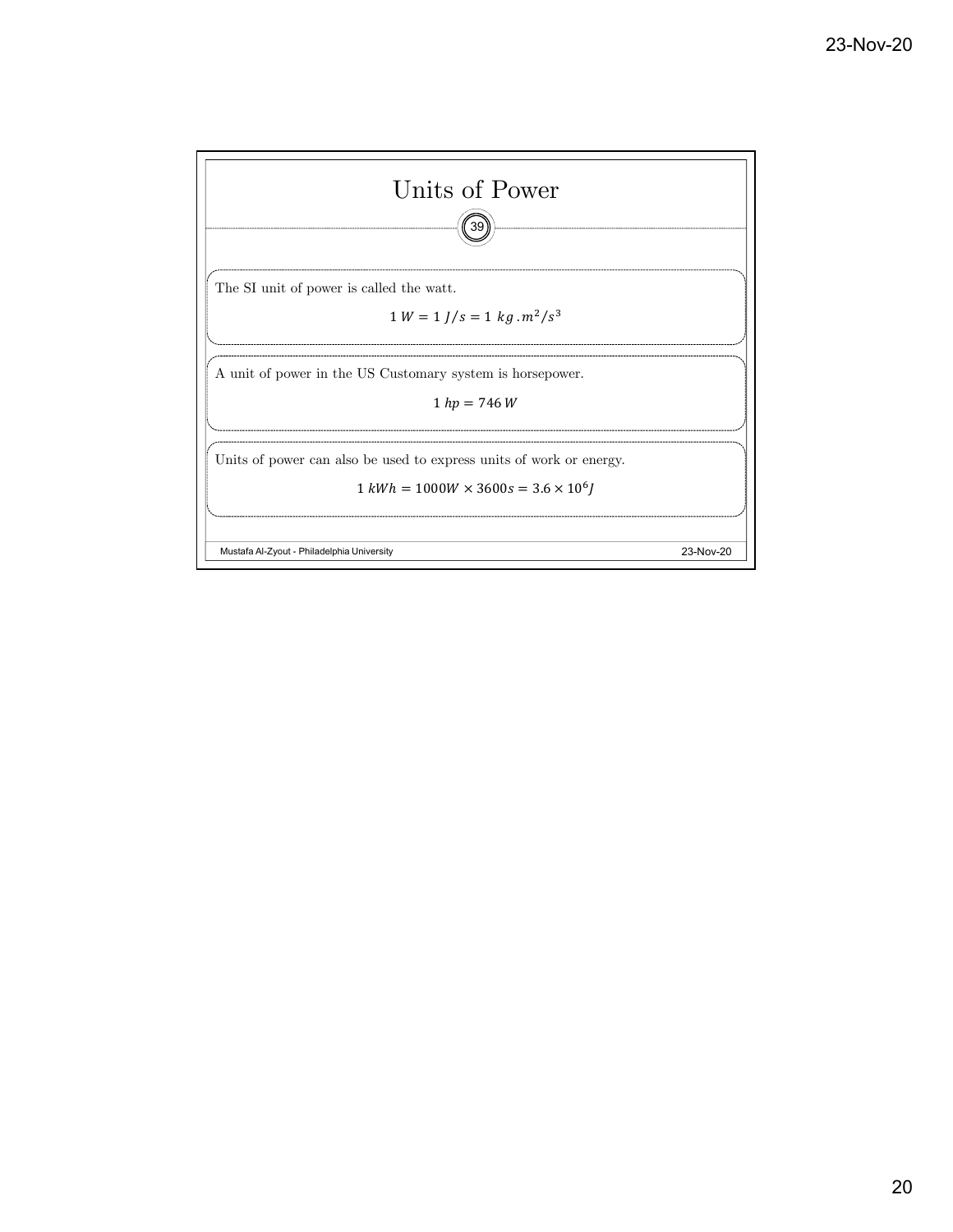# Units of Power

The SI unit of power is called the watt.

$$1\ W = 1\ J/s = 1\ kg\,.m^2/s^3$$

A unit of power in the US Customary system is horsepower.

$$1\ hp = 746\ W$$

Units of power can also be used to express units of work or energy.

$$1\ kWh = 1000W \times 3600s = 3.6 \times 10^6 J$$